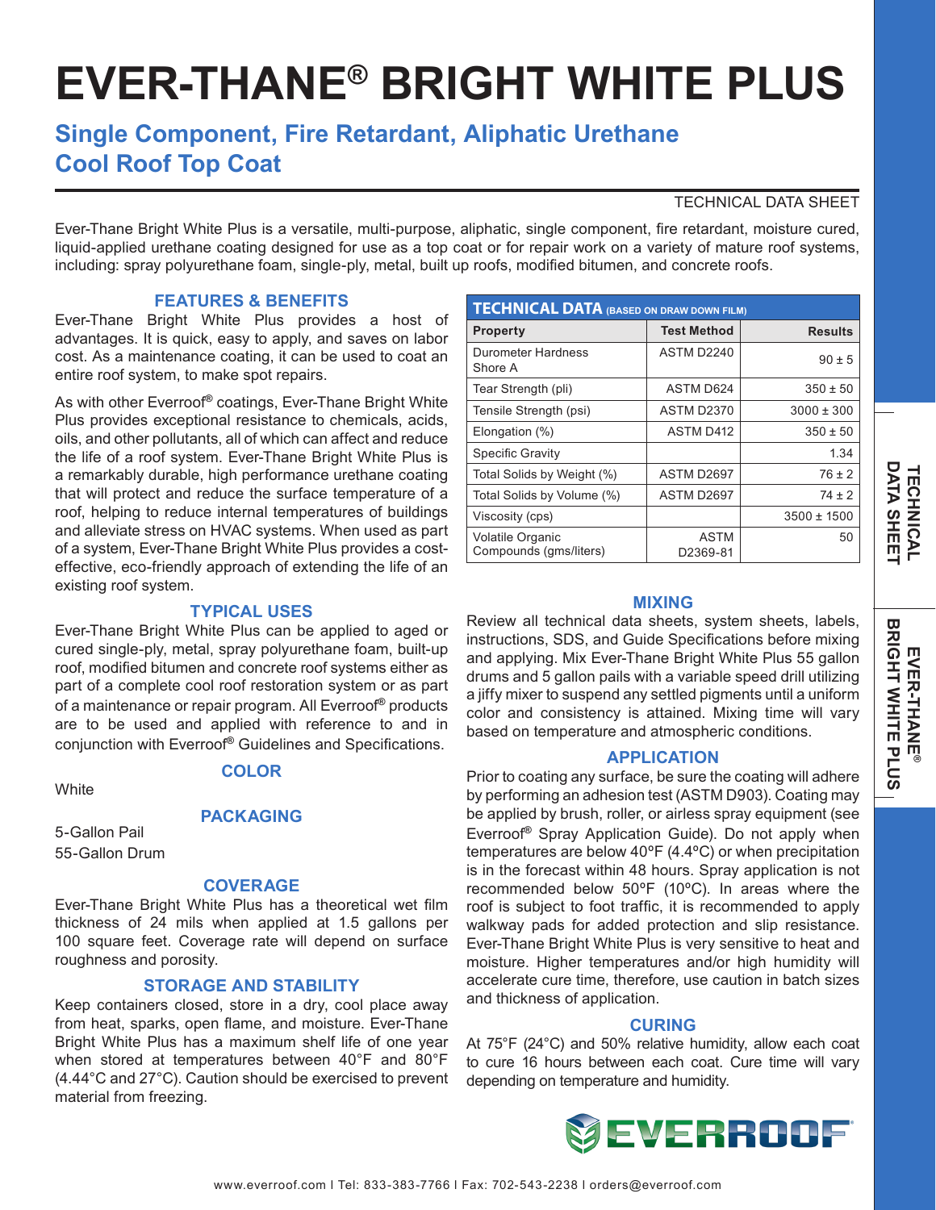# EVER-THANE® BRIGHT WHITE PLUS

## Single Component, Fire Retardant, Aliphatic Urethane Cool Roof Top Coat

TECHNICAL DATA SHEET

Ever-Thane Bright White Plus is a versatile, multi-purpose, aliphatic, single component, fire retardant, moisture cured, liquid-applied urethane coating designed for use as a top coat or for repair work on a variety of mature roof systems, including: spray polyurethane foam, single-ply, metal, built up roofs, modified bitumen, and concrete roofs.

### FEATURES & BENEFITS

Ever-Thane Bright White Plus provides a host of advantages. It is quick, easy to apply, and saves on labor cost. As a maintenance coating, it can be used to coat an entire roof system, to make spot repairs.

As with other Everroof® coatings, Ever-Thane Bright White Plus provides exceptional resistance to chemicals, acids, oils, and other pollutants, all of which can affect and reduce the life of a roof system. Ever-Thane Bright White Plus is a remarkably durable, high performance urethane coating that will protect and reduce the surface temperature of a roof, helping to reduce internal temperatures of buildings and alleviate stress on HVAC systems. When used as part of a system, Ever-Thane Bright White Plus provides a cost-effective, eco-friendly approach of extending the life of an existing roof system.

### TYPICAL USES

Ever-Thane Bright White Plus can be applied to aged or cured single-ply, metal, spray polyurethane foam, built-up roof, modified bitumen and concrete roof systems either as part of a complete cool roof restoration system or as part of a maintenance or repair program. All Everroof® products are to be used and applied with reference to and in conjunction with Everroof® Guidelines and Specifications.

### COLOR

White

### PACKAGING

5-Gallon Pail
55-Gallon Drum

### COVERAGE

Ever-Thane Bright White Plus has a theoretical wet film thickness of 24 mils when applied at 1.5 gallons per 100 square feet. Coverage rate will depend on surface roughness and porosity.

### STORAGE AND STABILITY

Keep containers closed, store in a dry, cool place away from heat, sparks, open flame, and moisture. Ever-Thane Bright White Plus has a maximum shelf life of one year when stored at temperatures between 40°F and 80°F (4.44°C and 27°C). Caution should be exercised to prevent material from freezing.

### TECHNICAL DATA (BASED ON DRAW DOWN FILM)

| Property | Test Method | Results |
|---|---|---|
| Durometer Hardness Shore A | ASTM D2240 | 90 ± 5 |
| Tear Strength (pli) | ASTM D624 | 350 ± 50 |
| Tensile Strength (psi) | ASTM D2370 | 3000 ± 300 |
| Elongation (%) | ASTM D412 | 350 ± 50 |
| Specific Gravity | | 1.34 |
| Total Solids by Weight (%) | ASTM D2697 | 76 ± 2 |
| Total Solids by Volume (%) | ASTM D2697 | 74 ± 2 |
| Viscosity (cps) | | 3500 ± 1500 |
| Volatile Organic Compounds (gms/liters) | ASTM D2369-81 | 50 |

### MIXING

Review all technical data sheets, system sheets, labels, instructions, SDS, and Guide Specifications before mixing and applying. Mix Ever-Thane Bright White Plus 55 gallon drums and 5 gallon pails with a variable speed drill utilizing a jiffy mixer to suspend any settled pigments until a uniform color and consistency is attained. Mixing time will vary based on temperature and atmospheric conditions.

### APPLICATION

Prior to coating any surface, be sure the coating will adhere by performing an adhesion test (ASTM D903). Coating may be applied by brush, roller, or airless spray equipment (see Everroof® Spray Application Guide). Do not apply when temperatures are below 40ºF (4.4ºC) or when precipitation is in the forecast within 48 hours. Spray application is not recommended below 50ºF (10ºC). In areas where the roof is subject to foot traffic, it is recommended to apply walkway pads for added protection and slip resistance. Ever-Thane Bright White Plus is very sensitive to heat and moisture. Higher temperatures and/or high humidity will accelerate cure time, therefore, use caution in batch sizes and thickness of application.

### CURING

At 75°F (24°C) and 50% relative humidity, allow each coat to cure 16 hours between each coat. Cure time will vary depending on temperature and humidity.

EVERROOF®

www.everroof.com | Tel: 833-383-7766 | Fax: 702-543-2238 | orders@everroof.com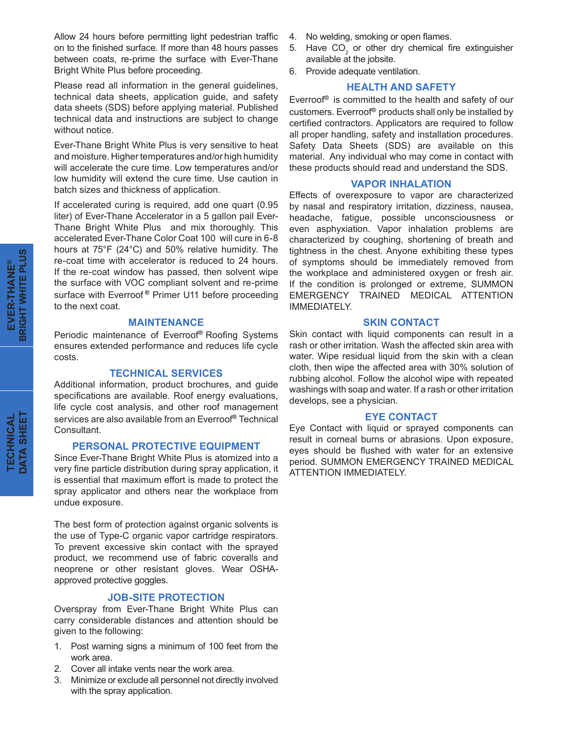Allow 24 hours before permitting light pedestrian traffic on to the finished surface. If more than 48 hours passes between coats, re-prime the surface with Ever-Thane Bright White Plus before proceeding.

Please read all information in the general guidelines, technical data sheets, application guide, and safety data sheets (SDS) before applying material. Published technical data and instructions are subject to change without notice.

Ever-Thane Bright White Plus is very sensitive to heat and moisture. Higher temperatures and/or high humidity will accelerate the cure time. Low temperatures and/or low humidity will extend the cure time. Use caution in batch sizes and thickness of application.

If accelerated curing is required, add one quart (0.95 liter) of Ever-Thane Accelerator in a 5 gallon pail Ever-Thane Bright White Plus and mix thoroughly. This accelerated Ever-Thane Color Coat 100 will cure in 6-8 hours at 75°F (24°C) and 50% relative humidity. The re-coat time with accelerator is reduced to 24 hours. If the re-coat window has passed, then solvent wipe the surface with VOC compliant solvent and re-prime surface with Everroof® Primer U11 before proceeding to the next coat.

## MAINTENANCE

Periodic maintenance of Everroof® Roofing Systems ensures extended performance and reduces life cycle costs.

## TECHNICAL SERVICES

Additional information, product brochures, and guide specifications are available. Roof energy evaluations, life cycle cost analysis, and other roof management services are also available from an Everroof® Technical Consultant.

## PERSONAL PROTECTIVE EQUIPMENT

Since Ever-Thane Bright White Plus is atomized into a very fine particle distribution during spray application, it is essential that maximum effort is made to protect the spray applicator and others near the workplace from undue exposure.

The best form of protection against organic solvents is the use of Type-C organic vapor cartridge respirators. To prevent excessive skin contact with the sprayed product, we recommend use of fabric coveralls and neoprene or other resistant gloves. Wear OSHA-approved protective goggles.

## JOB-SITE PROTECTION

Overspray from Ever-Thane Bright White Plus can carry considerable distances and attention should be given to the following:

1. Post warning signs a minimum of 100 feet from the work area.
2. Cover all intake vents near the work area.
3. Minimize or exclude all personnel not directly involved with the spray application.
4. No welding, smoking or open flames.
5. Have $CO_2$ or other dry chemical fire extinguisher available at the jobsite.
6. Provide adequate ventilation.

## HEALTH AND SAFETY

Everroof® is committed to the health and safety of our customers. Everroof® products shall only be installed by certified contractors. Applicators are required to follow all proper handling, safety and installation procedures. Safety Data Sheets (SDS) are available on this material. Any individual who may come in contact with these products should read and understand the SDS.

## VAPOR INHALATION

Effects of overexposure to vapor are characterized by nasal and respiratory irritation, dizziness, nausea, headache, fatigue, possible unconsciousness or even asphyxiation. Vapor inhalation problems are characterized by coughing, shortening of breath and tightness in the chest. Anyone exhibiting these types of symptoms should be immediately removed from the workplace and administered oxygen or fresh air. If the condition is prolonged or extreme, SUMMON EMERGENCY TRAINED MEDICAL ATTENTION IMMEDIATELY.

## SKIN CONTACT

Skin contact with liquid components can result in a rash or other irritation. Wash the affected skin area with water. Wipe residual liquid from the skin with a clean cloth, then wipe the affected area with 30% solution of rubbing alcohol. Follow the alcohol wipe with repeated washings with soap and water. If a rash or other irritation develops, see a physician.

## EYE CONTACT

Eye Contact with liquid or sprayed components can result in corneal burns or abrasions. Upon exposure, eyes should be flushed with water for an extensive period. SUMMON EMERGENCY TRAINED MEDICAL ATTENTION IMMEDIATELY.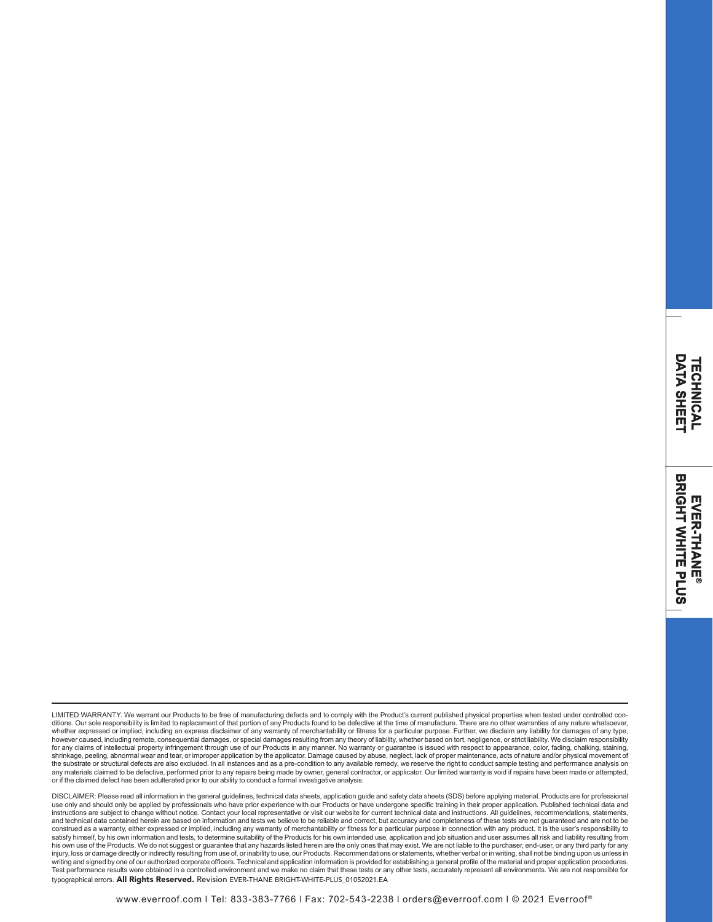LIMITED WARRANTY. We warrant our Products to be free of manufacturing defects and to comply with the Product's current published physical properties when tested under controlled conditions. Our sole responsibility is limited to replacement of that portion of any Products found to be defective at the time of manufacture. There are no other warranties of any nature whatsoever, whether expressed or implied, including an express disclaimer of any warranty of merchantability or fitness for a particular purpose. Further, we disclaim any liability for damages of any type, however caused, including remote, consequential damages, or special damages resulting from any theory of liability, whether based on tort, negligence, or strict liability. We disclaim responsibility for any claims of intellectual property infringement through use of our Products in any manner. No warranty or guarantee is issued with respect to appearance, color, fading, chalking, staining, shrinkage, peeling, abnormal wear and tear, or improper application by the applicator. Damage caused by abuse, neglect, lack of proper maintenance, acts of nature and/or physical movement of the substrate or structural defects are also excluded. In all instances and as a pre-condition to any available remedy, we reserve the right to conduct sample testing and performance analysis on any materials claimed to be defective, performed prior to any repairs being made by owner, general contractor, or applicator. Our limited warranty is void if repairs have been made or attempted, or if the claimed defect has been adulterated prior to our ability to conduct a formal investigative analysis.

DISCLAIMER: Please read all information in the general guidelines, technical data sheets, application guide and safety data sheets (SDS) before applying material. Products are for professional use only and should only be applied by professionals who have prior experience with our Products or have undergone specific training in their proper application. Published technical data and instructions are subject to change without notice. Contact your local representative or visit our website for current technical data and instructions. All guidelines, recommendations, statements, and technical data contained herein are based on information and tests we believe to be reliable and correct, but accuracy and completeness of these tests are not guaranteed and are not to be construed as a warranty, either expressed or implied, including any warranty of merchantability or fitness for a particular purpose in connection with any product. It is the user's responsibility to satisfy himself, by his own information and tests, to determine suitability of the Products for his own intended use, application and job situation and user assumes all risk and liability resulting from his own use of the Products. We do not suggest or guarantee that any hazards listed herein are the only ones that may exist. We are not liable to the purchaser, end-user, or any third party for any injury, loss or damage directly or indirectly resulting from use of, or inability to use, our Products. Recommendations or statements, whether verbal or in writing, shall not be binding upon us unless in writing and signed by one of our authorized corporate officers. Technical and application information is provided for establishing a general profile of the material and proper application procedures. Test performance results were obtained in a controlled environment and we make no claim that these tests or any other tests, accurately represent all environments. We are not responsible for typographical errors. **All Rights Reserved.** Revision EVER-THANE BRIGHT-WHITE-PLUS_01052021.EA

www.everroof.com | Tel: 833-383-7766 | Fax: 702-543-2238 | orders@everroof.com | © 2021 Everroof®